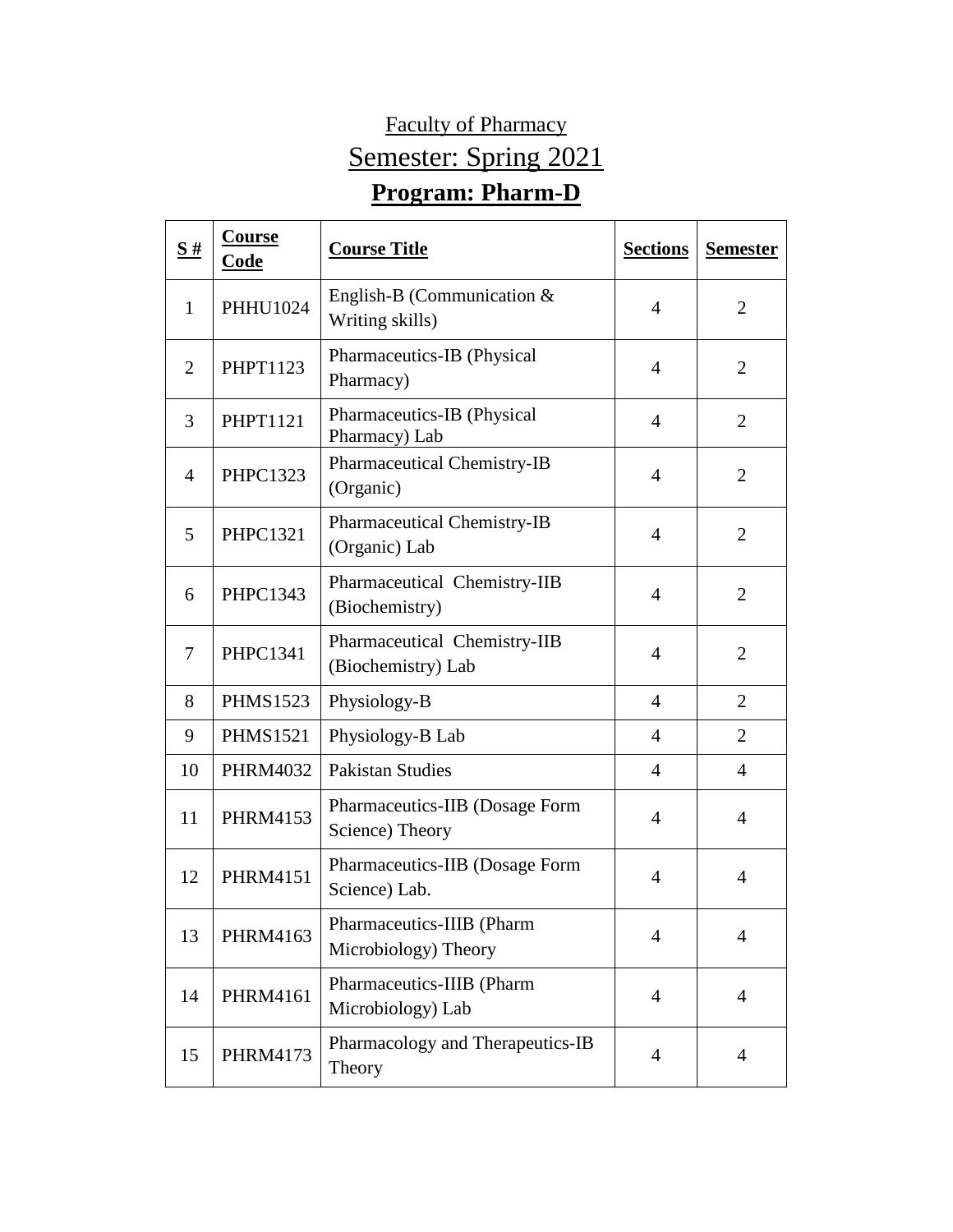Faculty of Pharmacy

# Semester: Spring 2021

## Program: Pharm-D

| S # | Course Code | Course Title | Sections | Semester |
|---|---|---|---|---|
| 1 | PHHU1024 | English-B (Communication & Writing skills) | 4 | 2 |
| 2 | PHPT1123 | Pharmaceutics-IB (Physical Pharmacy) | 4 | 2 |
| 3 | PHPT1121 | Pharmaceutics-IB (Physical Pharmacy) Lab | 4 | 2 |
| 4 | PHPC1323 | Pharmaceutical Chemistry-IB (Organic) | 4 | 2 |
| 5 | PHPC1321 | Pharmaceutical Chemistry-IB (Organic) Lab | 4 | 2 |
| 6 | PHPC1343 | Pharmaceutical Chemistry-IIB (Biochemistry) | 4 | 2 |
| 7 | PHPC1341 | Pharmaceutical Chemistry-IIB (Biochemistry) Lab | 4 | 2 |
| 8 | PHMS1523 | Physiology-B | 4 | 2 |
| 9 | PHMS1521 | Physiology-B Lab | 4 | 2 |
| 10 | PHRM4032 | Pakistan Studies | 4 | 4 |
| 11 | PHRM4153 | Pharmaceutics-IIB (Dosage Form Science) Theory | 4 | 4 |
| 12 | PHRM4151 | Pharmaceutics-IIB (Dosage Form Science) Lab. | 4 | 4 |
| 13 | PHRM4163 | Pharmaceutics-IIIB (Pharm Microbiology) Theory | 4 | 4 |
| 14 | PHRM4161 | Pharmaceutics-IIIB (Pharm Microbiology) Lab | 4 | 4 |
| 15 | PHRM4173 | Pharmacology and Therapeutics-IB Theory | 4 | 4 |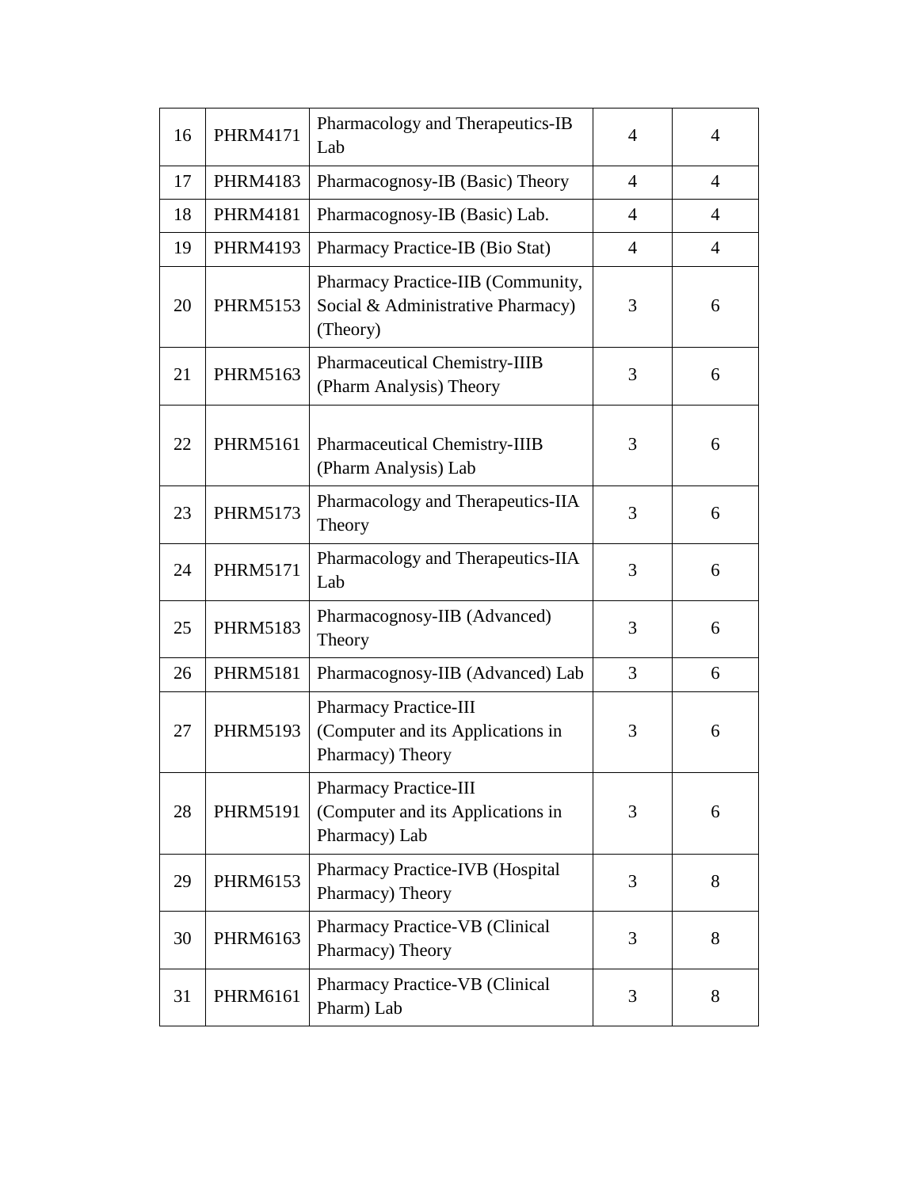| 16 | PHRM4171 | Pharmacology and Therapeutics-IB Lab | 4 | 4 |
|---|---|---|---|---|
| 17 | PHRM4183 | Pharmacognosy-IB (Basic) Theory | 4 | 4 |
| 18 | PHRM4181 | Pharmacognosy-IB (Basic) Lab. | 4 | 4 |
| 19 | PHRM4193 | Pharmacy Practice-IB (Bio Stat) | 4 | 4 |
| 20 | PHRM5153 | Pharmacy Practice-IIB (Community, Social & Administrative Pharmacy) (Theory) | 3 | 6 |
| 21 | PHRM5163 | Pharmaceutical Chemistry-IIIB (Pharm Analysis) Theory | 3 | 6 |
| 22 | PHRM5161 | Pharmaceutical Chemistry-IIIB (Pharm Analysis) Lab | 3 | 6 |
| 23 | PHRM5173 | Pharmacology and Therapeutics-IIA Theory | 3 | 6 |
| 24 | PHRM5171 | Pharmacology and Therapeutics-IIA Lab | 3 | 6 |
| 25 | PHRM5183 | Pharmacognosy-IIB (Advanced) Theory | 3 | 6 |
| 26 | PHRM5181 | Pharmacognosy-IIB (Advanced) Lab | 3 | 6 |
| 27 | PHRM5193 | Pharmacy Practice-III (Computer and its Applications in Pharmacy) Theory | 3 | 6 |
| 28 | PHRM5191 | Pharmacy Practice-III (Computer and its Applications in Pharmacy) Lab | 3 | 6 |
| 29 | PHRM6153 | Pharmacy Practice-IVB (Hospital Pharmacy) Theory | 3 | 8 |
| 30 | PHRM6163 | Pharmacy Practice-VB (Clinical Pharmacy) Theory | 3 | 8 |
| 31 | PHRM6161 | Pharmacy Practice-VB (Clinical Pharm) Lab | 3 | 8 |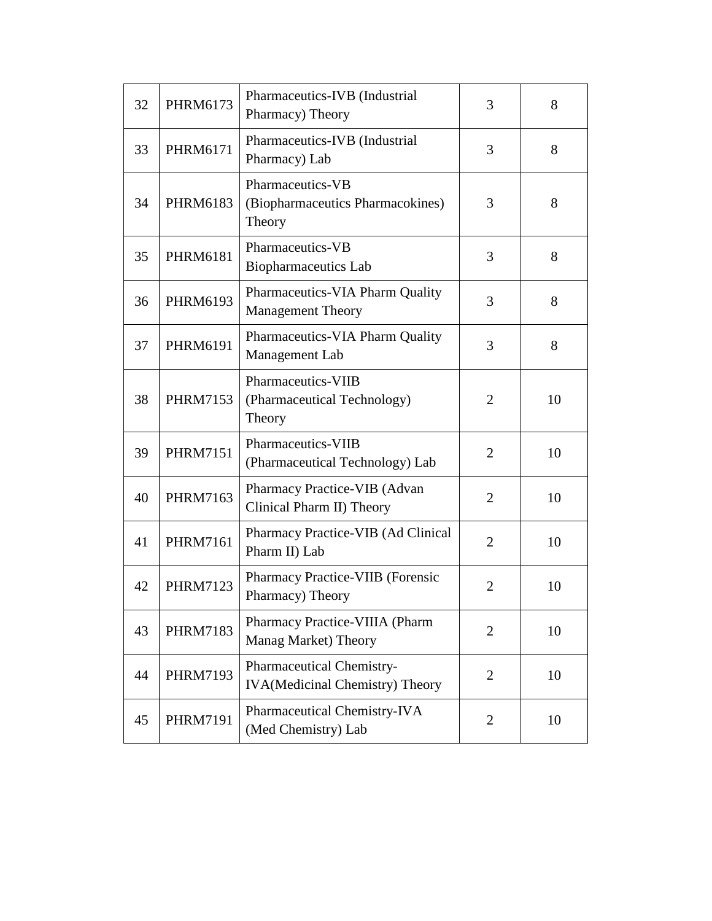| | | | | |
|---|---|---|---|---|
| 32 | PHRM6173 | Pharmaceutics-IVB (Industrial Pharmacy) Theory | 3 | 8 |
| 33 | PHRM6171 | Pharmaceutics-IVB (Industrial Pharmacy) Lab | 3 | 8 |
| 34 | PHRM6183 | Pharmaceutics-VB (Biopharmaceutics Pharmacokines) Theory | 3 | 8 |
| 35 | PHRM6181 | Pharmaceutics-VB Biopharmaceutics Lab | 3 | 8 |
| 36 | PHRM6193 | Pharmaceutics-VIA Pharm Quality Management Theory | 3 | 8 |
| 37 | PHRM6191 | Pharmaceutics-VIA Pharm Quality Management Lab | 3 | 8 |
| 38 | PHRM7153 | Pharmaceutics-VIIB (Pharmaceutical Technology) Theory | 2 | 10 |
| 39 | PHRM7151 | Pharmaceutics-VIIB (Pharmaceutical Technology) Lab | 2 | 10 |
| 40 | PHRM7163 | Pharmacy Practice-VIB (Advan Clinical Pharm II) Theory | 2 | 10 |
| 41 | PHRM7161 | Pharmacy Practice-VIB (Ad Clinical Pharm II) Lab | 2 | 10 |
| 42 | PHRM7123 | Pharmacy Practice-VIIB (Forensic Pharmacy) Theory | 2 | 10 |
| 43 | PHRM7183 | Pharmacy Practice-VIIIA (Pharm Manag Market) Theory | 2 | 10 |
| 44 | PHRM7193 | Pharmaceutical Chemistry-IVA(Medicinal Chemistry) Theory | 2 | 10 |
| 45 | PHRM7191 | Pharmaceutical Chemistry-IVA (Med Chemistry) Lab | 2 | 10 |